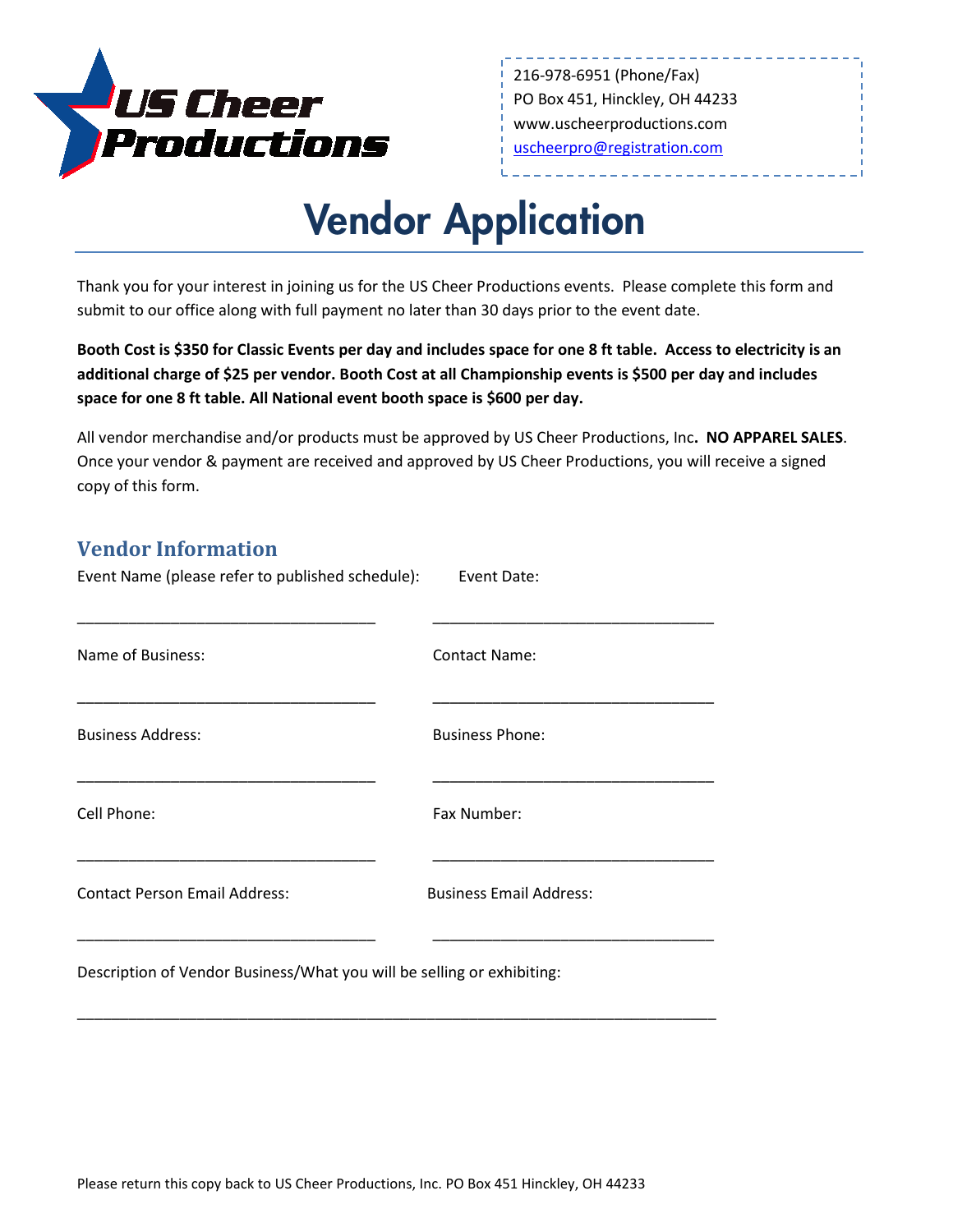US Cheer Productions

216-978-6951 (Phone/Fax)
PO Box 451, Hinckley, OH 44233
www.uscheerproductions.com
uscheerpro@registration.com

# Vendor Application

Thank you for your interest in joining us for the US Cheer Productions events. Please complete this form and submit to our office along with full payment no later than 30 days prior to the event date.

**Booth Cost is $350 for Classic Events per day and includes space for one 8 ft table. Access to electricity is an additional charge of $25 per vendor. Booth Cost at all Championship events is $500 per day and includes space for one 8 ft table. All National event booth space is $600 per day.**

All vendor merchandise and/or products must be approved by US Cheer Productions, Inc**. NO APPAREL SALES**. Once your vendor & payment are received and approved by US Cheer Productions, you will receive a signed copy of this form.

## Vendor Information

Event Name (please refer to published schedule): ___________________________________

Event Date: _________________________________

Name of Business: ___________________________________

Contact Name: _________________________________

Business Address: ___________________________________

Business Phone: _________________________________

Cell Phone: ___________________________________

Fax Number: _________________________________

Contact Person Email Address: ___________________________________

Business Email Address: _________________________________

Description of Vendor Business/What you will be selling or exhibiting:

___________________________________________________________________________

Please return this copy back to US Cheer Productions, Inc. PO Box 451 Hinckley, OH 44233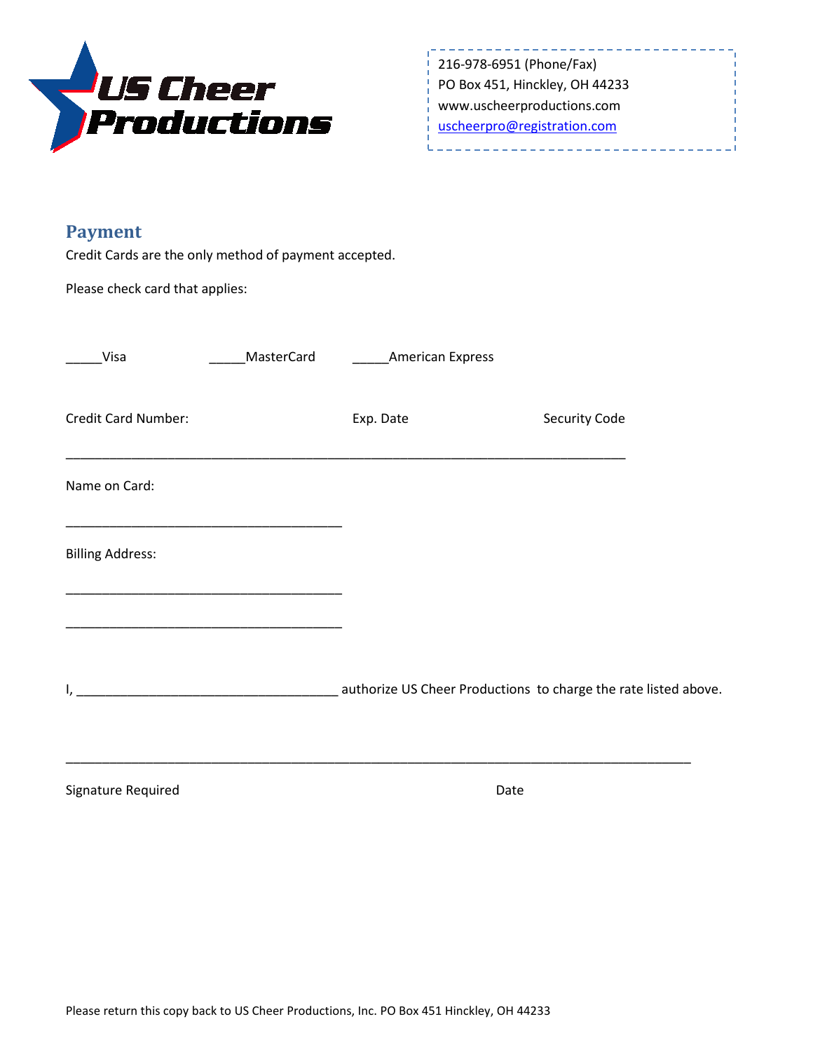US Cheer Productions

216-978-6951 (Phone/Fax)
PO Box 451, Hinckley, OH 44233
www.uscheerproductions.com
uscheerpro@registration.com

## Payment

Credit Cards are the only method of payment accepted.

Please check card that applies:

_____Visa          _____MasterCard          _____American Express

Credit Card Number:          Exp. Date          Security Code

_______________________________________________________________________________

Name on Card:

_______________________________________

Billing Address:

_______________________________________

_______________________________________

I, _____________________________________ authorize US Cheer Productions to charge the rate listed above.

_________________________________________________________________________________________

Signature Required          Date

Please return this copy back to US Cheer Productions, Inc. PO Box 451 Hinckley, OH 44233